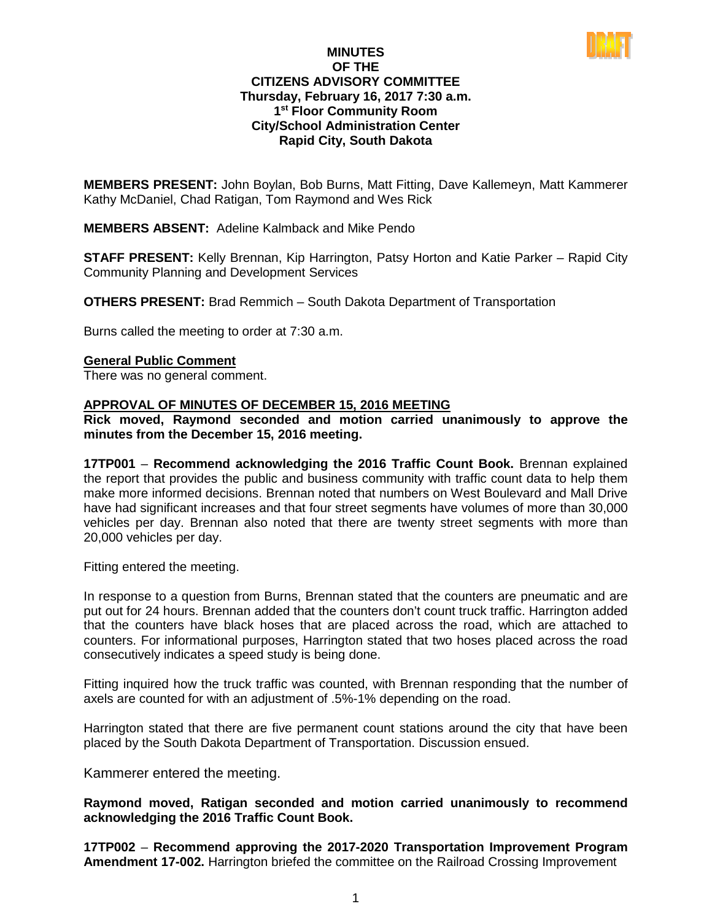# MINUTES
## OF THE
## CITIZENS ADVISORY COMMITTEE
### Thursday, February 16, 2017 7:30 a.m.
### 1st Floor Community Room
### City/School Administration Center
### Rapid City, South Dakota

**MEMBERS PRESENT:** John Boylan, Bob Burns, Matt Fitting, Dave Kallemeyn, Matt Kammerer Kathy McDaniel, Chad Ratigan, Tom Raymond and Wes Rick

**MEMBERS ABSENT:** Adeline Kalmback and Mike Pendo

**STAFF PRESENT:** Kelly Brennan, Kip Harrington, Patsy Horton and Katie Parker – Rapid City Community Planning and Development Services

**OTHERS PRESENT:** Brad Remmich – South Dakota Department of Transportation

Burns called the meeting to order at 7:30 a.m.

**General Public Comment**

There was no general comment.

**APPROVAL OF MINUTES OF DECEMBER 15, 2016 MEETING**

**Rick moved, Raymond seconded and motion carried unanimously to approve the minutes from the December 15, 2016 meeting.**

**17TP001** – **Recommend acknowledging the 2016 Traffic Count Book.** Brennan explained the report that provides the public and business community with traffic count data to help them make more informed decisions. Brennan noted that numbers on West Boulevard and Mall Drive have had significant increases and that four street segments have volumes of more than 30,000 vehicles per day. Brennan also noted that there are twenty street segments with more than 20,000 vehicles per day.

Fitting entered the meeting.

In response to a question from Burns, Brennan stated that the counters are pneumatic and are put out for 24 hours. Brennan added that the counters don't count truck traffic. Harrington added that the counters have black hoses that are placed across the road, which are attached to counters. For informational purposes, Harrington stated that two hoses placed across the road consecutively indicates a speed study is being done.

Fitting inquired how the truck traffic was counted, with Brennan responding that the number of axels are counted for with an adjustment of .5%-1% depending on the road.

Harrington stated that there are five permanent count stations around the city that have been placed by the South Dakota Department of Transportation. Discussion ensued.

Kammerer entered the meeting.

**Raymond moved, Ratigan seconded and motion carried unanimously to recommend acknowledging the 2016 Traffic Count Book.**

**17TP002** – **Recommend approving the 2017-2020 Transportation Improvement Program Amendment 17-002.** Harrington briefed the committee on the Railroad Crossing Improvement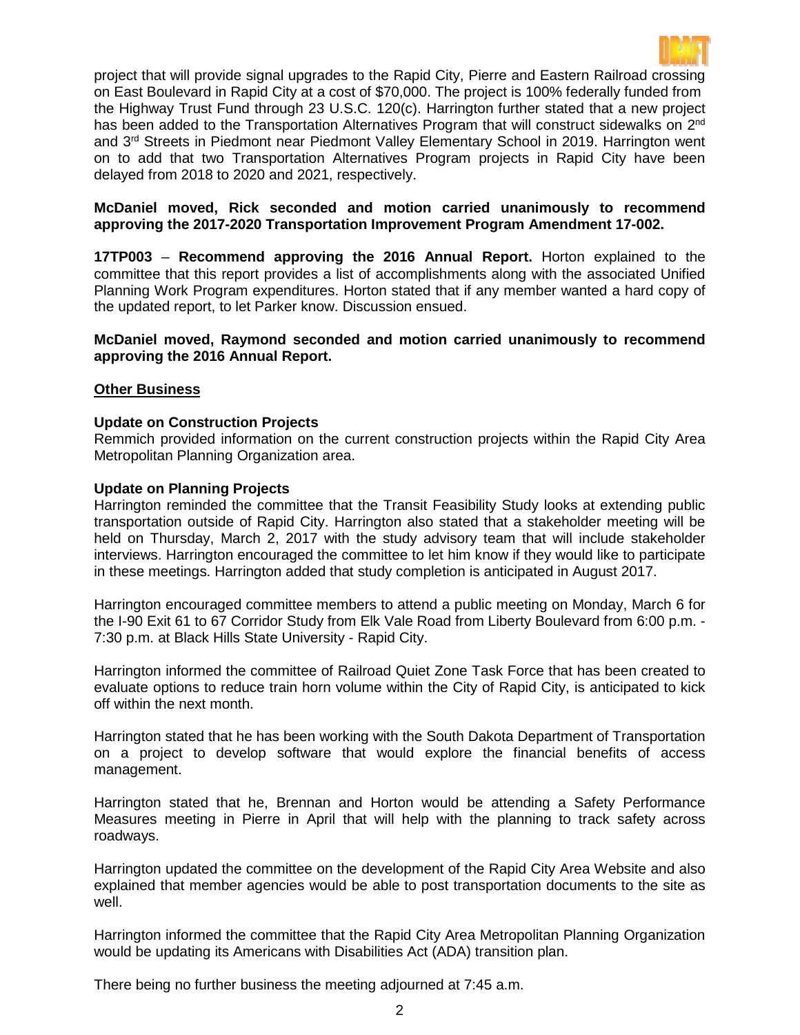project that will provide signal upgrades to the Rapid City, Pierre and Eastern Railroad crossing on East Boulevard in Rapid City at a cost of $70,000. The project is 100% federally funded from the Highway Trust Fund through 23 U.S.C. 120(c). Harrington further stated that a new project has been added to the Transportation Alternatives Program that will construct sidewalks on 2nd and 3rd Streets in Piedmont near Piedmont Valley Elementary School in 2019. Harrington went on to add that two Transportation Alternatives Program projects in Rapid City have been delayed from 2018 to 2020 and 2021, respectively.

**McDaniel moved, Rick seconded and motion carried unanimously to recommend approving the 2017-2020 Transportation Improvement Program Amendment 17-002.**

**17TP003** – **Recommend approving the 2016 Annual Report.** Horton explained to the committee that this report provides a list of accomplishments along with the associated Unified Planning Work Program expenditures. Horton stated that if any member wanted a hard copy of the updated report, to let Parker know. Discussion ensued.

**McDaniel moved, Raymond seconded and motion carried unanimously to recommend approving the 2016 Annual Report.**

**Other Business**

**Update on Construction Projects**
Remmich provided information on the current construction projects within the Rapid City Area Metropolitan Planning Organization area.

**Update on Planning Projects**
Harrington reminded the committee that the Transit Feasibility Study looks at extending public transportation outside of Rapid City. Harrington also stated that a stakeholder meeting will be held on Thursday, March 2, 2017 with the study advisory team that will include stakeholder interviews. Harrington encouraged the committee to let him know if they would like to participate in these meetings. Harrington added that study completion is anticipated in August 2017.

Harrington encouraged committee members to attend a public meeting on Monday, March 6 for the I-90 Exit 61 to 67 Corridor Study from Elk Vale Road from Liberty Boulevard from 6:00 p.m. - 7:30 p.m. at Black Hills State University - Rapid City.

Harrington informed the committee of Railroad Quiet Zone Task Force that has been created to evaluate options to reduce train horn volume within the City of Rapid City, is anticipated to kick off within the next month.

Harrington stated that he has been working with the South Dakota Department of Transportation on a project to develop software that would explore the financial benefits of access management.

Harrington stated that he, Brennan and Horton would be attending a Safety Performance Measures meeting in Pierre in April that will help with the planning to track safety across roadways.

Harrington updated the committee on the development of the Rapid City Area Website and also explained that member agencies would be able to post transportation documents to the site as well.

Harrington informed the committee that the Rapid City Area Metropolitan Planning Organization would be updating its Americans with Disabilities Act (ADA) transition plan.

There being no further business the meeting adjourned at 7:45 a.m.